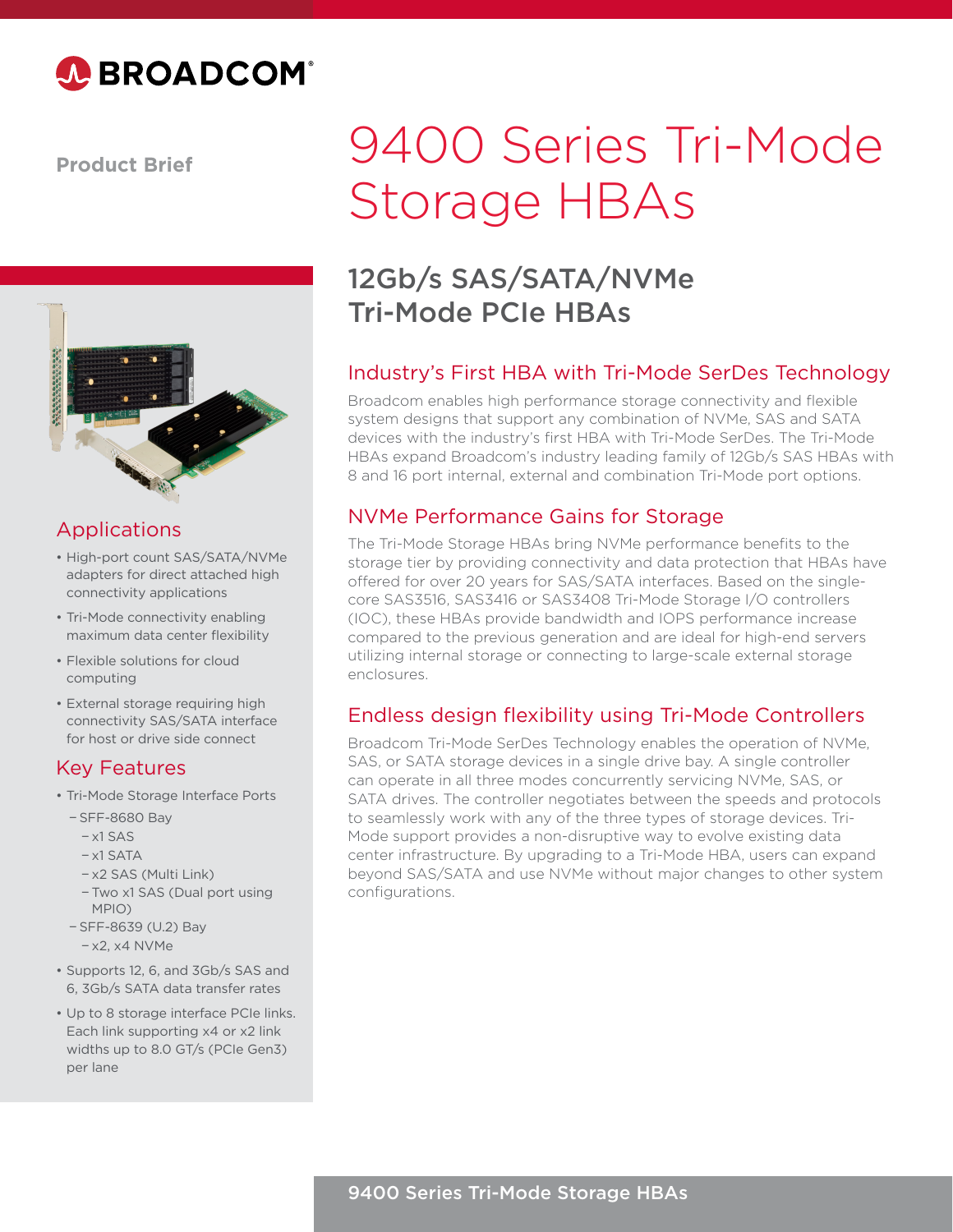# 9400 Series Tri-Mode Storage HBAs

Product Brief

## 12Gb/s SAS/SATA/NVMe Tri-Mode PCIe HBAs

### Industry's First HBA with Tri-Mode SerDes Technology

Broadcom enables high performance storage connectivity and flexible system designs that support any combination of NVMe, SAS and SATA devices with the industry's first HBA with Tri-Mode SerDes. The Tri-Mode HBAs expand Broadcom's industry leading family of 12Gb/s SAS HBAs with 8 and 16 port internal, external and combination Tri-Mode port options.

### NVMe Performance Gains for Storage

The Tri-Mode Storage HBAs bring NVMe performance benefits to the storage tier by providing connectivity and data protection that HBAs have offered for over 20 years for SAS/SATA interfaces. Based on the single-core SAS3516, SAS3416 or SAS3408 Tri-Mode Storage I/O controllers (IOC), these HBAs provide bandwidth and IOPS performance increase compared to the previous generation and are ideal for high-end servers utilizing internal storage or connecting to large-scale external storage enclosures.

### Endless design flexibility using Tri-Mode Controllers

Broadcom Tri-Mode SerDes Technology enables the operation of NVMe, SAS, or SATA storage devices in a single drive bay. A single controller can operate in all three modes concurrently servicing NVMe, SAS, or SATA drives. The controller negotiates between the speeds and protocols to seamlessly work with any of the three types of storage devices. Tri-Mode support provides a non-disruptive way to evolve existing data center infrastructure. By upgrading to a Tri-Mode HBA, users can expand beyond SAS/SATA and use NVMe without major changes to other system configurations.

### Applications

- High-port count SAS/SATA/NVMe adapters for direct attached high connectivity applications
- Tri-Mode connectivity enabling maximum data center flexibility
- Flexible solutions for cloud computing
- External storage requiring high connectivity SAS/SATA interface for host or drive side connect

### Key Features

- Tri-Mode Storage Interface Ports
  - SFF-8680 Bay
    - x1 SAS
    - x1 SATA
    - x2 SAS (Multi Link)
    - Two x1 SAS (Dual port using MPIO)
  - SFF-8639 (U.2) Bay
    - x2, x4 NVMe
- Supports 12, 6, and 3Gb/s SAS and 6, 3Gb/s SATA data transfer rates
- Up to 8 storage interface PCIe links. Each link supporting x4 or x2 link widths up to 8.0 GT/s (PCIe Gen3) per lane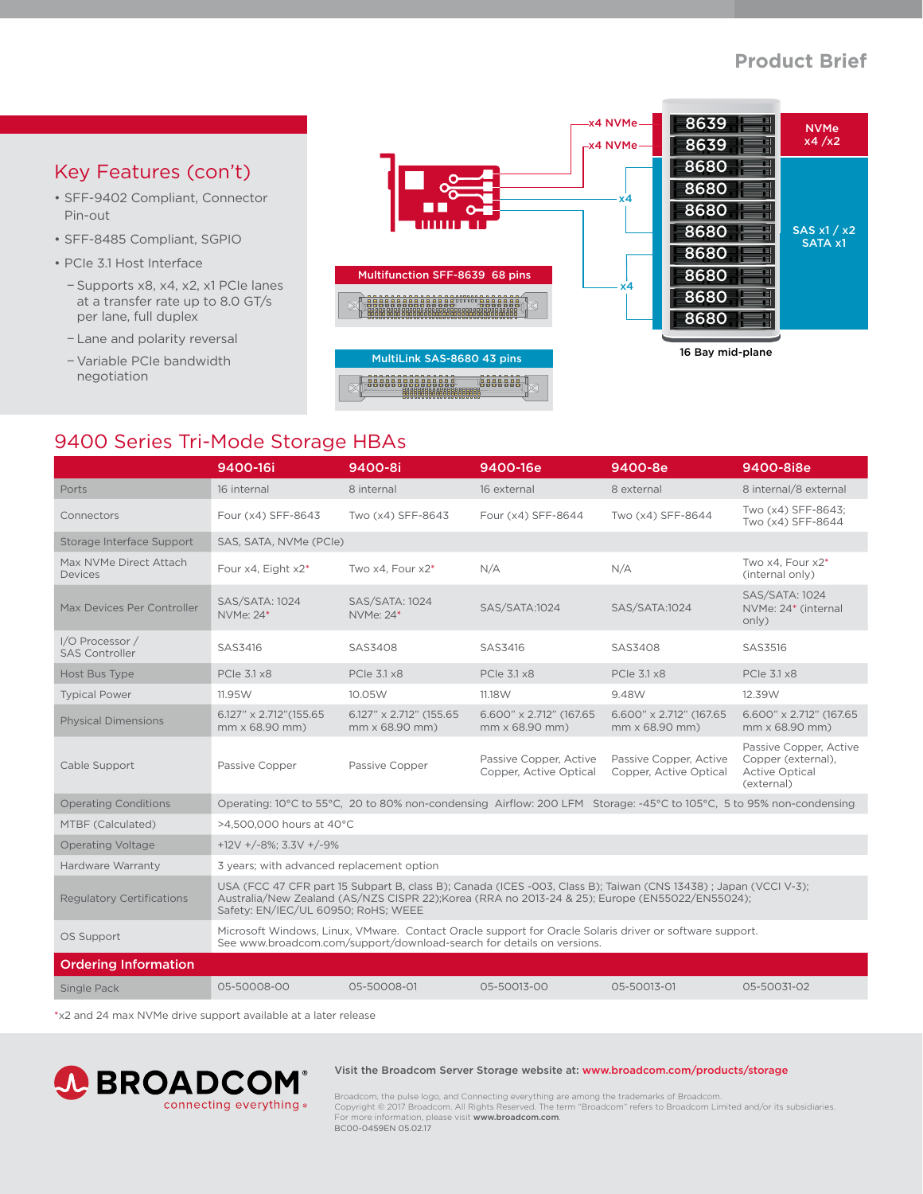## Key Features (con't)

- SFF-9402 Compliant, Connector Pin-out
- SFF-8485 Compliant, SGPIO
- PCIe 3.1 Host Interface
  - Supports x8, x4, x2, x1 PCIe lanes at a transfer rate up to 8.0 GT/s per lane, full duplex
  - Lane and polarity reversal
  - Variable PCIe bandwidth negotiation

x4 NVMe
x4 NVMe
x4
x4
8639
8639
8680
8680
8680
8680
8680
8680
8680
8680
NVMe x4 /x2
SAS x1 / x2 SATA x1
Multifunction SFF-8639 68 pins
MultiLink SAS-8680 43 pins
16 Bay mid-plane

## 9400 Series Tri-Mode Storage HBAs

| | 9400-16i | 9400-8i | 9400-16e | 9400-8e | 9400-8i8e |
|---|---|---|---|---|---|
| Ports | 16 internal | 8 internal | 16 external | 8 external | 8 internal/8 external |
| Connectors | Four (x4) SFF-8643 | Two (x4) SFF-8643 | Four (x4) SFF-8644 | Two (x4) SFF-8644 | Two (x4) SFF-8643; Two (x4) SFF-8644 |
| Storage Interface Support | SAS, SATA, NVMe (PCIe) | | | | |
| Max NVMe Direct Attach Devices | Four x4, Eight x2* | Two x4, Four x2* | N/A | N/A | Two x4, Four x2* (internal only) |
| Max Devices Per Controller | SAS/SATA: 1024 NVMe: 24* | SAS/SATA: 1024 NVMe: 24* | SAS/SATA:1024 | SAS/SATA:1024 | SAS/SATA: 1024 NVMe: 24* (internal only) |
| I/O Processor / SAS Controller | SAS3416 | SAS3408 | SAS3416 | SAS3408 | SAS3516 |
| Host Bus Type | PCIe 3.1 x8 | PCIe 3.1 x8 | PCIe 3.1 x8 | PCIe 3.1 x8 | PCIe 3.1 x8 |
| Typical Power | 11.95W | 10.05W | 11.18W | 9.48W | 12.39W |
| Physical Dimensions | 6.127" x 2.712"(155.65 mm x 68.90 mm) | 6.127" x 2.712" (155.65 mm x 68.90 mm) | 6.600" x 2.712" (167.65 mm x 68.90 mm) | 6.600" x 2.712" (167.65 mm x 68.90 mm) | 6.600" x 2.712" (167.65 mm x 68.90 mm) |
| Cable Support | Passive Copper | Passive Copper | Passive Copper, Active Copper, Active Optical | Passive Copper, Active Copper, Active Optical | Passive Copper, Active Copper (external), Active Optical (external) |
| Operating Conditions | Operating: 10°C to 55°C, 20 to 80% non-condensing Airflow: 200 LFM Storage: -45°C to 105°C, 5 to 95% non-condensing | | | | |
| MTBF (Calculated) | >4,500,000 hours at 40°C | | | | |
| Operating Voltage | +12V +/-8%; 3.3V +/-9% | | | | |
| Hardware Warranty | 3 years; with advanced replacement option | | | | |
| Regulatory Certifications | USA (FCC 47 CFR part 15 Subpart B, class B); Canada (ICES -003, Class B); Taiwan (CNS 13438) ; Japan (VCCI V-3); Australia/New Zealand (AS/NZS CISPR 22);Korea (RRA no 2013-24 & 25); Europe (EN55022/EN55024); Safety: EN/IEC/UL 60950; RoHS; WEEE | | | | |
| OS Support | Microsoft Windows, Linux, VMware. Contact Oracle support for Oracle Solaris driver or software support. See www.broadcom.com/support/download-search for details on versions. | | | | |
| **Ordering Information** | | | | | |
| Single Pack | 05-50008-00 | 05-50008-01 | 05-50013-00 | 05-50013-01 | 05-50031-02 |

*x2 and 24 max NVMe drive support available at a later release

BROADCOM® connecting everything®

Visit the Broadcom Server Storage website at: www.broadcom.com/products/storage

Broadcom, the pulse logo, and Connecting everything are among the trademarks of Broadcom.
Copyright © 2017 Broadcom. All Rights Reserved. The term "Broadcom" refers to Broadcom Limited and/or its subsidiaries.
For more information, please visit **www.broadcom.com**.
BC00-0459EN 05.02.17